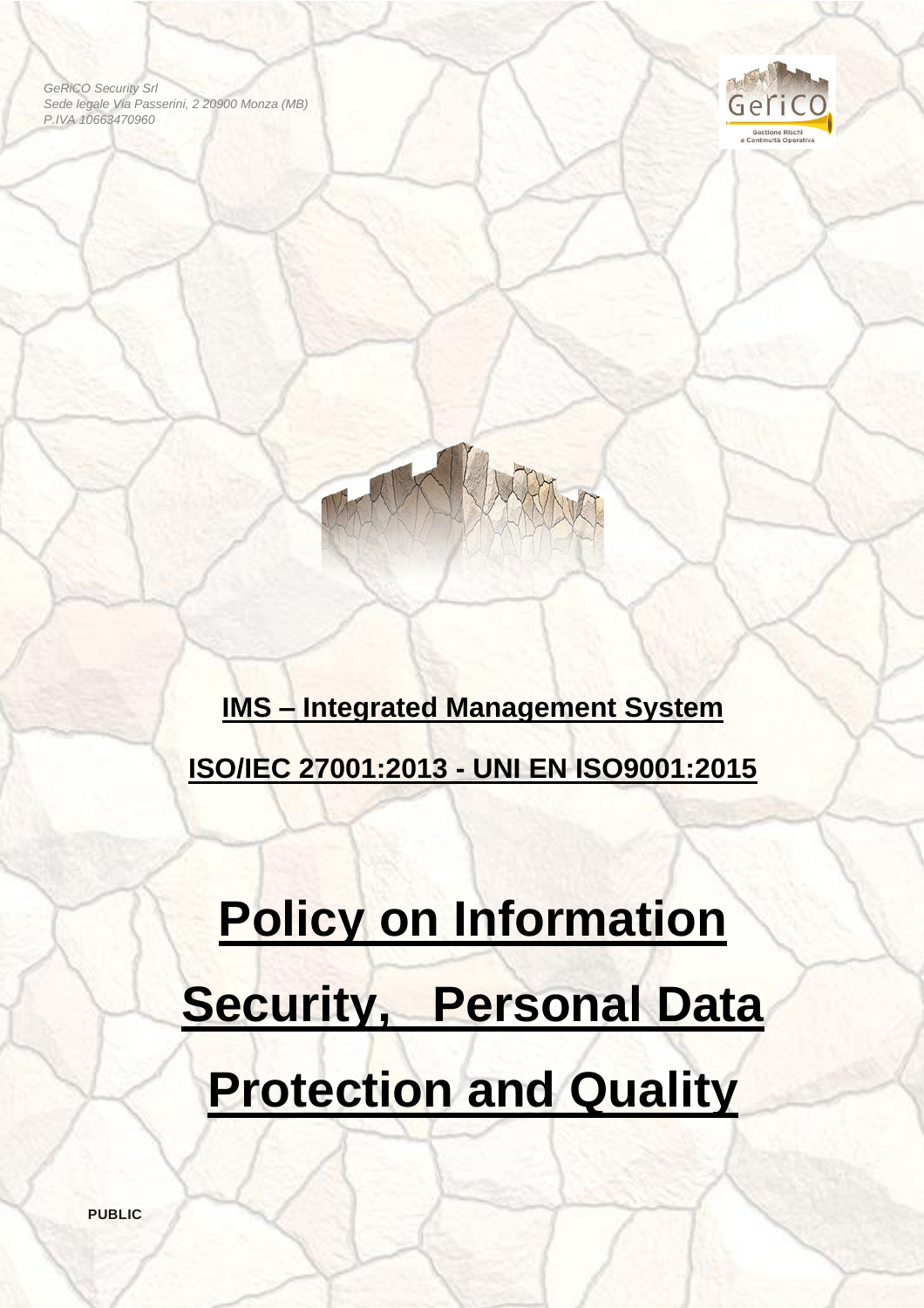*GeRiCO Security Srl*
*Sede legale Via Passerini, 2 20900 Monza (MB)*
*P.IVA 10663470960*

**IMS – Integrated Management System**

**ISO/IEC 27001:2013 - UNI EN ISO9001:2015**

# Policy on Information Security, Personal Data Protection and Quality

**PUBLIC**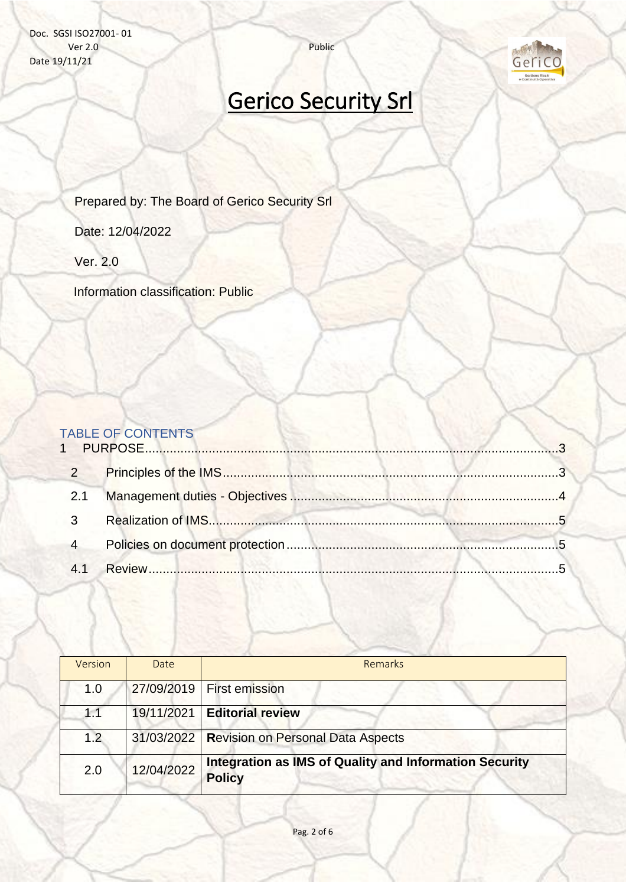# Gerico Security Srl

Prepared by: The Board of Gerico Security Srl

Date: 12/04/2022

Ver. 2.0

Information classification: Public

TABLE OF CONTENTS

1 PURPOSE....................................................................................................................3

2 Principles of the IMS..............................................................................................3

2.1 Management duties - Objectives ...........................................................................4

3 Realization of IMS..................................................................................................5

4 Policies on document protection.............................................................................5

4.1 Review...................................................................................................................5

| Version | Date | Remarks |
|---|---|---|
| 1.0 | 27/09/2019 | First emission |
| 1.1 | 19/11/2021 | **Editorial review** |
| 1.2 | 31/03/2022 | **R**evision on Personal Data Aspects |
| 2.0 | 12/04/2022 | **Integration as IMS of Quality and Information Security Policy** |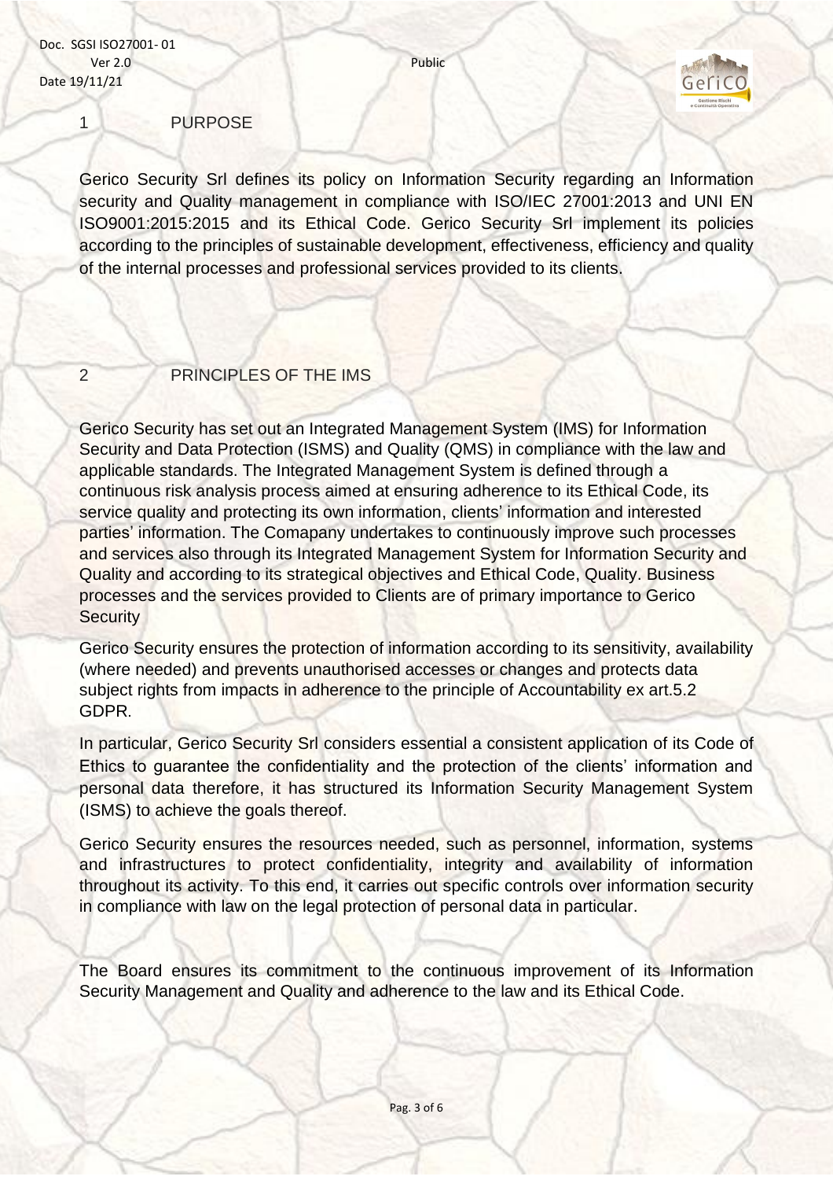## 1 PURPOSE

Gerico Security Srl defines its policy on Information Security regarding an Information security and Quality management in compliance with ISO/IEC 27001:2013 and UNI EN ISO9001:2015:2015 and its Ethical Code. Gerico Security Srl implement its policies according to the principles of sustainable development, effectiveness, efficiency and quality of the internal processes and professional services provided to its clients.

## 2 PRINCIPLES OF THE IMS

Gerico Security has set out an Integrated Management System (IMS) for Information Security and Data Protection (ISMS) and Quality (QMS) in compliance with the law and applicable standards. The Integrated Management System is defined through a continuous risk analysis process aimed at ensuring adherence to its Ethical Code, its service quality and protecting its own information, clients' information and interested parties' information. The Comapany undertakes to continuously improve such processes and services also through its Integrated Management System for Information Security and Quality and according to its strategical objectives and Ethical Code, Quality. Business processes and the services provided to Clients are of primary importance to Gerico Security

Gerico Security ensures the protection of information according to its sensitivity, availability (where needed) and prevents unauthorised accesses or changes and protects data subject rights from impacts in adherence to the principle of Accountability ex art.5.2 GDPR.

In particular, Gerico Security Srl considers essential a consistent application of its Code of Ethics to guarantee the confidentiality and the protection of the clients' information and personal data therefore, it has structured its Information Security Management System (ISMS) to achieve the goals thereof.

Gerico Security ensures the resources needed, such as personnel, information, systems and infrastructures to protect confidentiality, integrity and availability of information throughout its activity. To this end, it carries out specific controls over information security in compliance with law on the legal protection of personal data in particular.

The Board ensures its commitment to the continuous improvement of its Information Security Management and Quality and adherence to the law and its Ethical Code.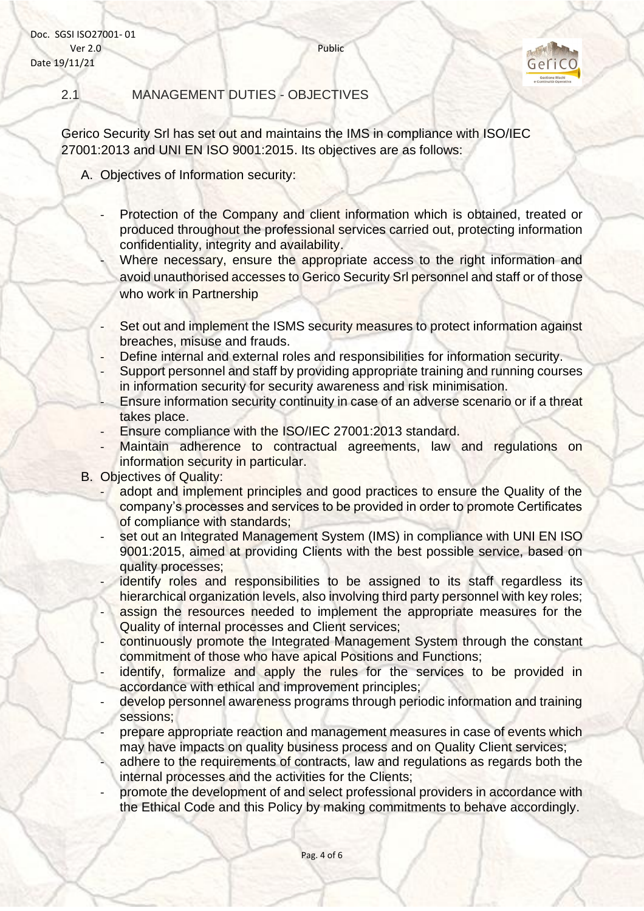## 2.1 MANAGEMENT DUTIES - OBJECTIVES

Gerico Security Srl has set out and maintains the IMS in compliance with ISO/IEC 27001:2013 and UNI EN ISO 9001:2015. Its objectives are as follows:

A. Objectives of Information security:

   - Protection of the Company and client information which is obtained, treated or produced throughout the professional services carried out, protecting information confidentiality, integrity and availability.
   - Where necessary, ensure the appropriate access to the right information and avoid unauthorised accesses to Gerico Security Srl personnel and staff or of those who work in Partnership
   - Set out and implement the ISMS security measures to protect information against breaches, misuse and frauds.
   - Define internal and external roles and responsibilities for information security.
   - Support personnel and staff by providing appropriate training and running courses in information security for security awareness and risk minimisation.
   - Ensure information security continuity in case of an adverse scenario or if a threat takes place.
   - Ensure compliance with the ISO/IEC 27001:2013 standard.
   - Maintain adherence to contractual agreements, law and regulations on information security in particular.

B. Objectives of Quality:
   - adopt and implement principles and good practices to ensure the Quality of the company's processes and services to be provided in order to promote Certificates of compliance with standards;
   - set out an Integrated Management System (IMS) in compliance with UNI EN ISO 9001:2015, aimed at providing Clients with the best possible service, based on quality processes;
   - identify roles and responsibilities to be assigned to its staff regardless its hierarchical organization levels, also involving third party personnel with key roles;
   - assign the resources needed to implement the appropriate measures for the Quality of internal processes and Client services;
   - continuously promote the Integrated Management System through the constant commitment of those who have apical Positions and Functions;
   - identify, formalize and apply the rules for the services to be provided in accordance with ethical and improvement principles;
   - develop personnel awareness programs through periodic information and training sessions;
   - prepare appropriate reaction and management measures in case of events which may have impacts on quality business process and on Quality Client services;
   - adhere to the requirements of contracts, law and regulations as regards both the internal processes and the activities for the Clients;
   - promote the development of and select professional providers in accordance with the Ethical Code and this Policy by making commitments to behave accordingly.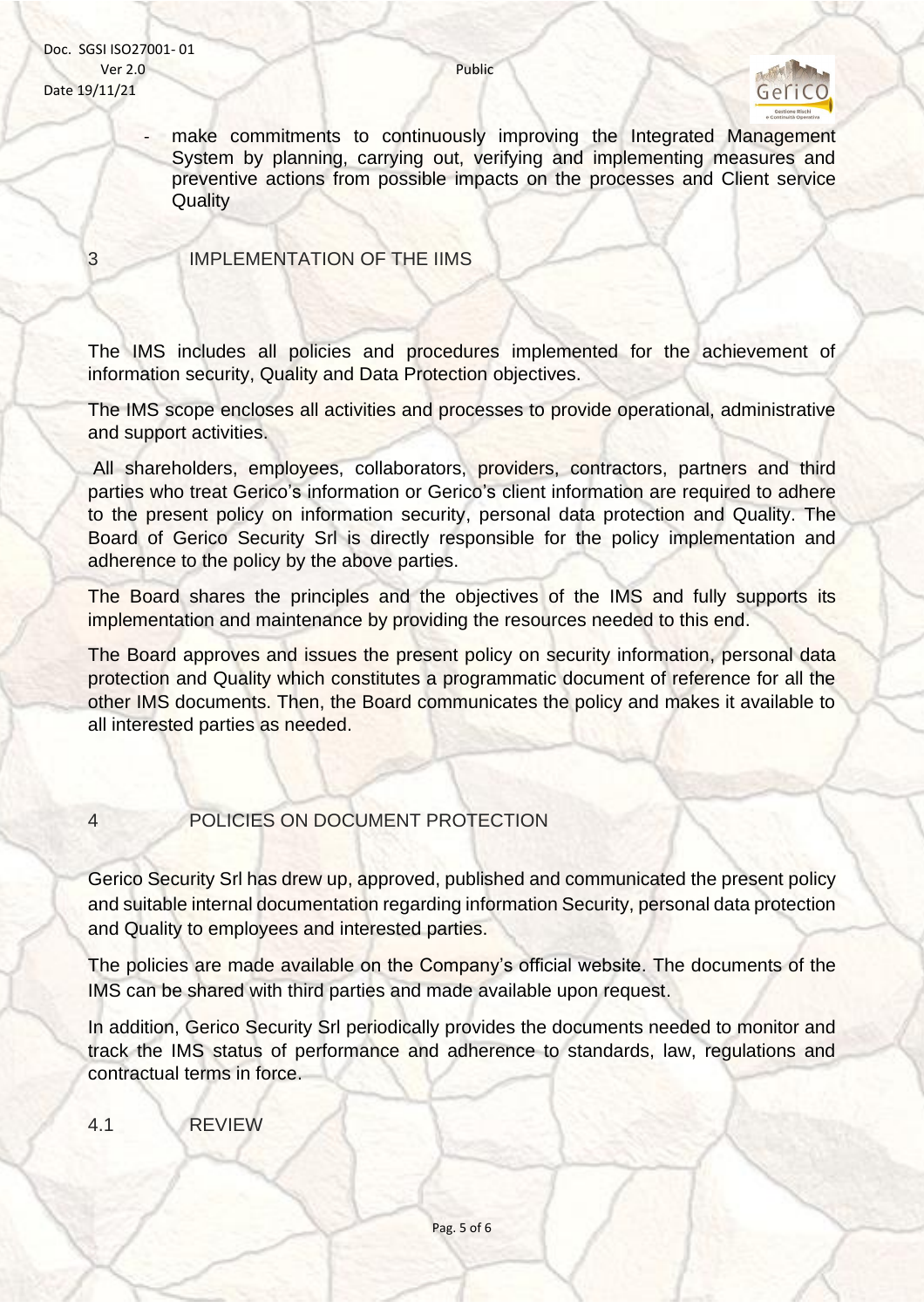- make commitments to continuously improving the Integrated Management System by planning, carrying out, verifying and implementing measures and preventive actions from possible impacts on the processes and Client service Quality

## 3 IMPLEMENTATION OF THE IIMS

The IMS includes all policies and procedures implemented for the achievement of information security, Quality and Data Protection objectives.

The IMS scope encloses all activities and processes to provide operational, administrative and support activities.

All shareholders, employees, collaborators, providers, contractors, partners and third parties who treat Gerico's information or Gerico's client information are required to adhere to the present policy on information security, personal data protection and Quality. The Board of Gerico Security Srl is directly responsible for the policy implementation and adherence to the policy by the above parties.

The Board shares the principles and the objectives of the IMS and fully supports its implementation and maintenance by providing the resources needed to this end.

The Board approves and issues the present policy on security information, personal data protection and Quality which constitutes a programmatic document of reference for all the other IMS documents. Then, the Board communicates the policy and makes it available to all interested parties as needed.

## 4 POLICIES ON DOCUMENT PROTECTION

Gerico Security Srl has drew up, approved, published and communicated the present policy and suitable internal documentation regarding information Security, personal data protection and Quality to employees and interested parties.

The policies are made available on the Company's official website. The documents of the IMS can be shared with third parties and made available upon request.

In addition, Gerico Security Srl periodically provides the documents needed to monitor and track the IMS status of performance and adherence to standards, law, regulations and contractual terms in force.

### 4.1 REVIEW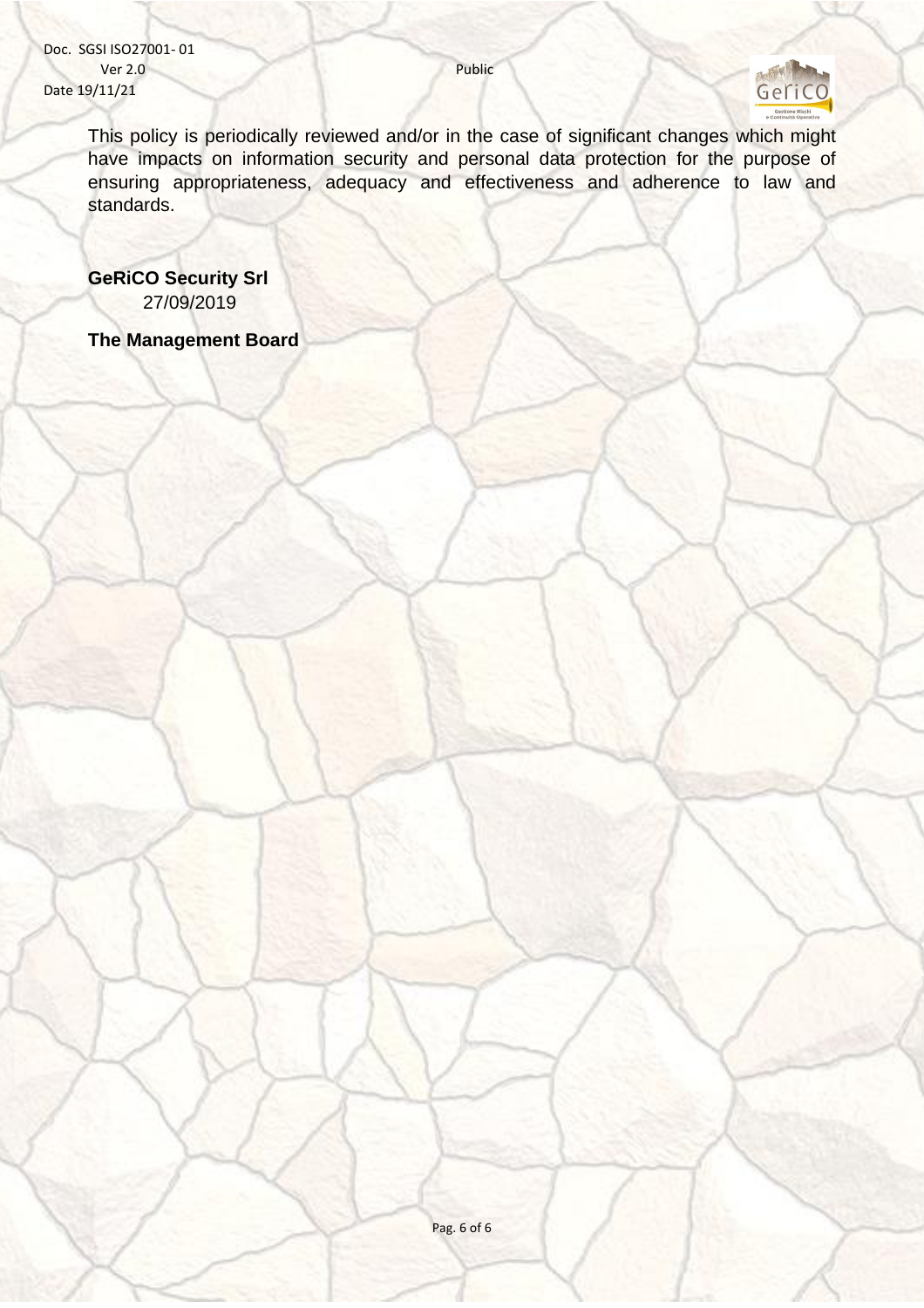This policy is periodically reviewed and/or in the case of significant changes which might have impacts on information security and personal data protection for the purpose of ensuring appropriateness, adequacy and effectiveness and adherence to law and standards.

**GeRiCO Security Srl**
27/09/2019

**The Management Board**